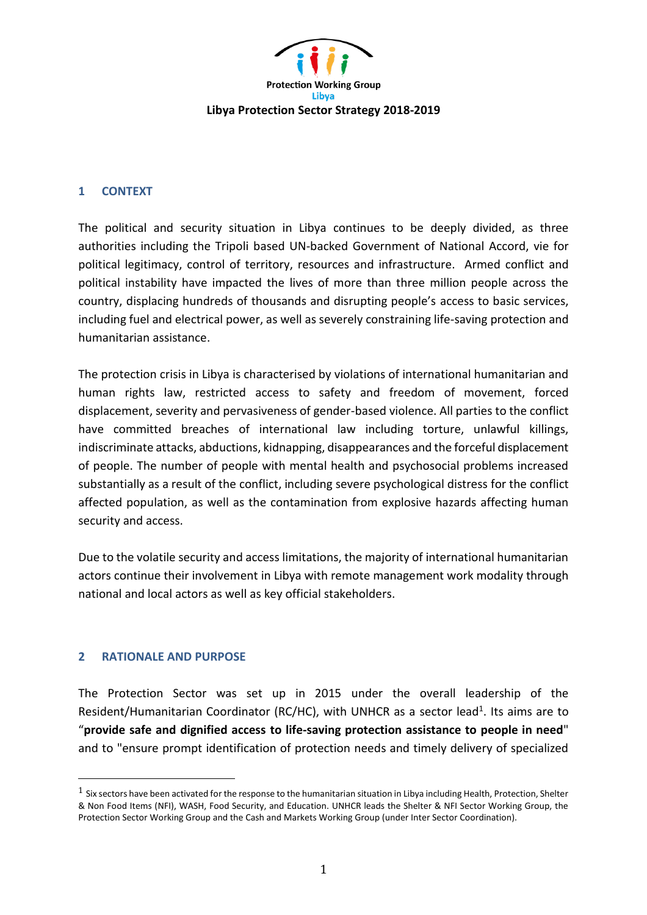Protection Working Group

Libya

# Libya Protection Sector Strategy 2018-2019

## 1 CONTEXT

The political and security situation in Libya continues to be deeply divided, as three authorities including the Tripoli based UN-backed Government of National Accord, vie for political legitimacy, control of territory, resources and infrastructure. Armed conflict and political instability have impacted the lives of more than three million people across the country, displacing hundreds of thousands and disrupting people's access to basic services, including fuel and electrical power, as well as severely constraining life-saving protection and humanitarian assistance.

The protection crisis in Libya is characterised by violations of international humanitarian and human rights law, restricted access to safety and freedom of movement, forced displacement, severity and pervasiveness of gender-based violence. All parties to the conflict have committed breaches of international law including torture, unlawful killings, indiscriminate attacks, abductions, kidnapping, disappearances and the forceful displacement of people. The number of people with mental health and psychosocial problems increased substantially as a result of the conflict, including severe psychological distress for the conflict affected population, as well as the contamination from explosive hazards affecting human security and access.

Due to the volatile security and access limitations, the majority of international humanitarian actors continue their involvement in Libya with remote management work modality through national and local actors as well as key official stakeholders.

## 2 RATIONALE AND PURPOSE

The Protection Sector was set up in 2015 under the overall leadership of the Resident/Humanitarian Coordinator (RC/HC), with UNHCR as a sector lead[1]. Its aims are to "**provide safe and dignified access to life-saving protection assistance to people in need**" and to "ensure prompt identification of protection needs and timely delivery of specialized

[1] Six sectors have been activated for the response to the humanitarian situation in Libya including Health, Protection, Shelter & Non Food Items (NFI), WASH, Food Security, and Education. UNHCR leads the Shelter & NFI Sector Working Group, the Protection Sector Working Group and the Cash and Markets Working Group (under Inter Sector Coordination).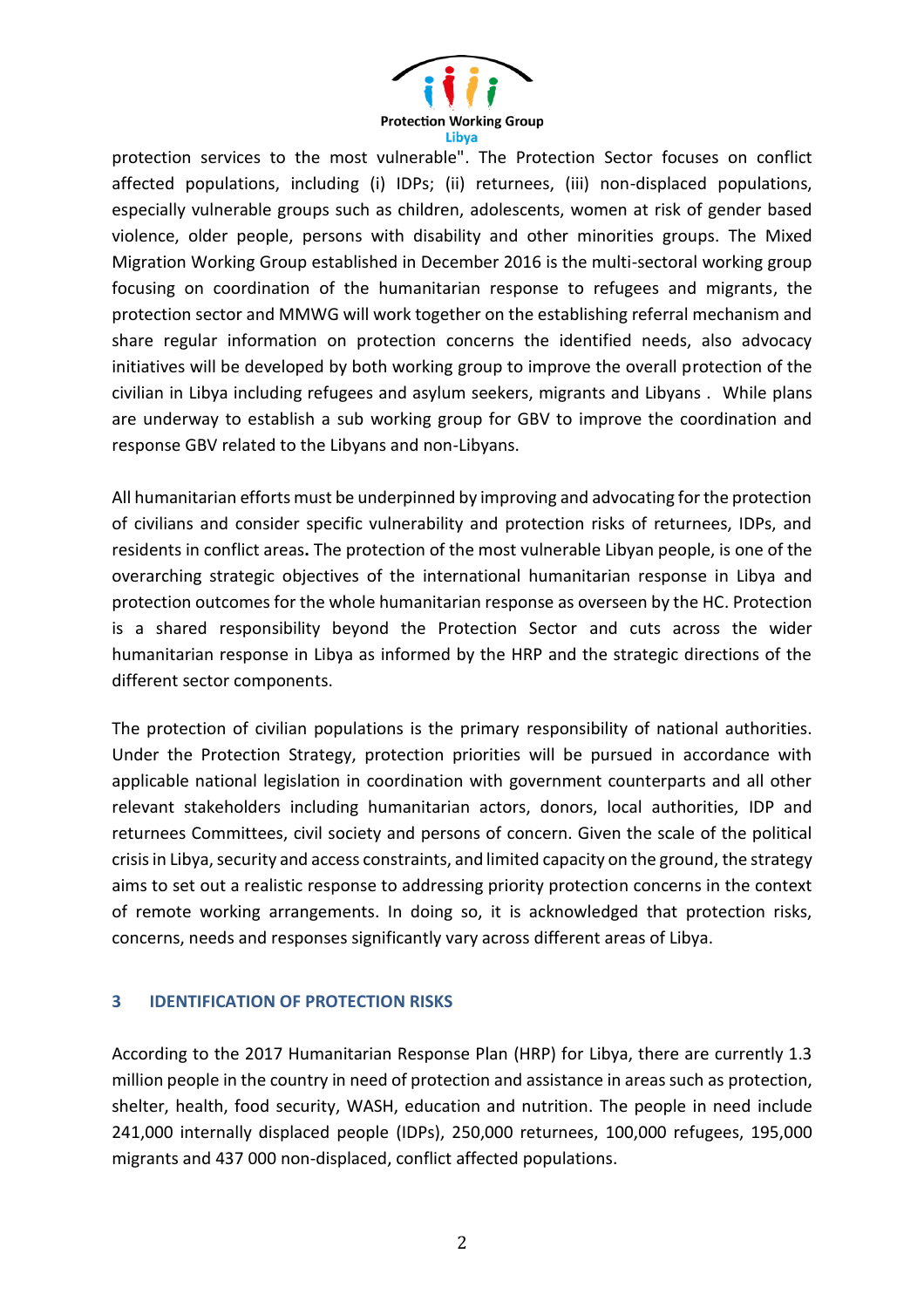protection services to the most vulnerable". The Protection Sector focuses on conflict affected populations, including (i) IDPs; (ii) returnees, (iii) non-displaced populations, especially vulnerable groups such as children, adolescents, women at risk of gender based violence, older people, persons with disability and other minorities groups. The Mixed Migration Working Group established in December 2016 is the multi-sectoral working group focusing on coordination of the humanitarian response to refugees and migrants, the protection sector and MMWG will work together on the establishing referral mechanism and share regular information on protection concerns the identified needs, also advocacy initiatives will be developed by both working group to improve the overall protection of the civilian in Libya including refugees and asylum seekers, migrants and Libyans . While plans are underway to establish a sub working group for GBV to improve the coordination and response GBV related to the Libyans and non-Libyans.

All humanitarian efforts must be underpinned by improving and advocating for the protection of civilians and consider specific vulnerability and protection risks of returnees, IDPs, and residents in conflict areas**.** The protection of the most vulnerable Libyan people, is one of the overarching strategic objectives of the international humanitarian response in Libya and protection outcomes for the whole humanitarian response as overseen by the HC. Protection is a shared responsibility beyond the Protection Sector and cuts across the wider humanitarian response in Libya as informed by the HRP and the strategic directions of the different sector components.

The protection of civilian populations is the primary responsibility of national authorities. Under the Protection Strategy, protection priorities will be pursued in accordance with applicable national legislation in coordination with government counterparts and all other relevant stakeholders including humanitarian actors, donors, local authorities, IDP and returnees Committees, civil society and persons of concern. Given the scale of the political crisis in Libya, security and access constraints, and limited capacity on the ground, the strategy aims to set out a realistic response to addressing priority protection concerns in the context of remote working arrangements. In doing so, it is acknowledged that protection risks, concerns, needs and responses significantly vary across different areas of Libya.

## 3 IDENTIFICATION OF PROTECTION RISKS

According to the 2017 Humanitarian Response Plan (HRP) for Libya, there are currently 1.3 million people in the country in need of protection and assistance in areas such as protection, shelter, health, food security, WASH, education and nutrition. The people in need include 241,000 internally displaced people (IDPs), 250,000 returnees, 100,000 refugees, 195,000 migrants and 437 000 non-displaced, conflict affected populations.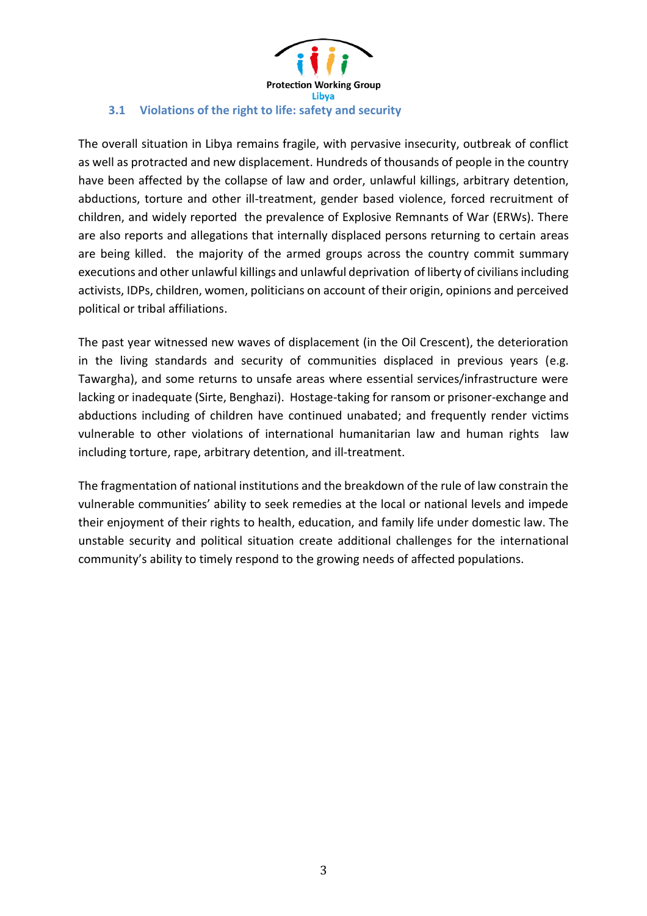### 3.1 Violations of the right to life: safety and security

The overall situation in Libya remains fragile, with pervasive insecurity, outbreak of conflict as well as protracted and new displacement. Hundreds of thousands of people in the country have been affected by the collapse of law and order, unlawful killings, arbitrary detention, abductions, torture and other ill-treatment, gender based violence, forced recruitment of children, and widely reported the prevalence of Explosive Remnants of War (ERWs). There are also reports and allegations that internally displaced persons returning to certain areas are being killed. the majority of the armed groups across the country commit summary executions and other unlawful killings and unlawful deprivation of liberty of civilians including activists, IDPs, children, women, politicians on account of their origin, opinions and perceived political or tribal affiliations.

The past year witnessed new waves of displacement (in the Oil Crescent), the deterioration in the living standards and security of communities displaced in previous years (e.g. Tawargha), and some returns to unsafe areas where essential services/infrastructure were lacking or inadequate (Sirte, Benghazi). Hostage-taking for ransom or prisoner-exchange and abductions including of children have continued unabated; and frequently render victims vulnerable to other violations of international humanitarian law and human rights law including torture, rape, arbitrary detention, and ill-treatment.

The fragmentation of national institutions and the breakdown of the rule of law constrain the vulnerable communities' ability to seek remedies at the local or national levels and impede their enjoyment of their rights to health, education, and family life under domestic law. The unstable security and political situation create additional challenges for the international community's ability to timely respond to the growing needs of affected populations.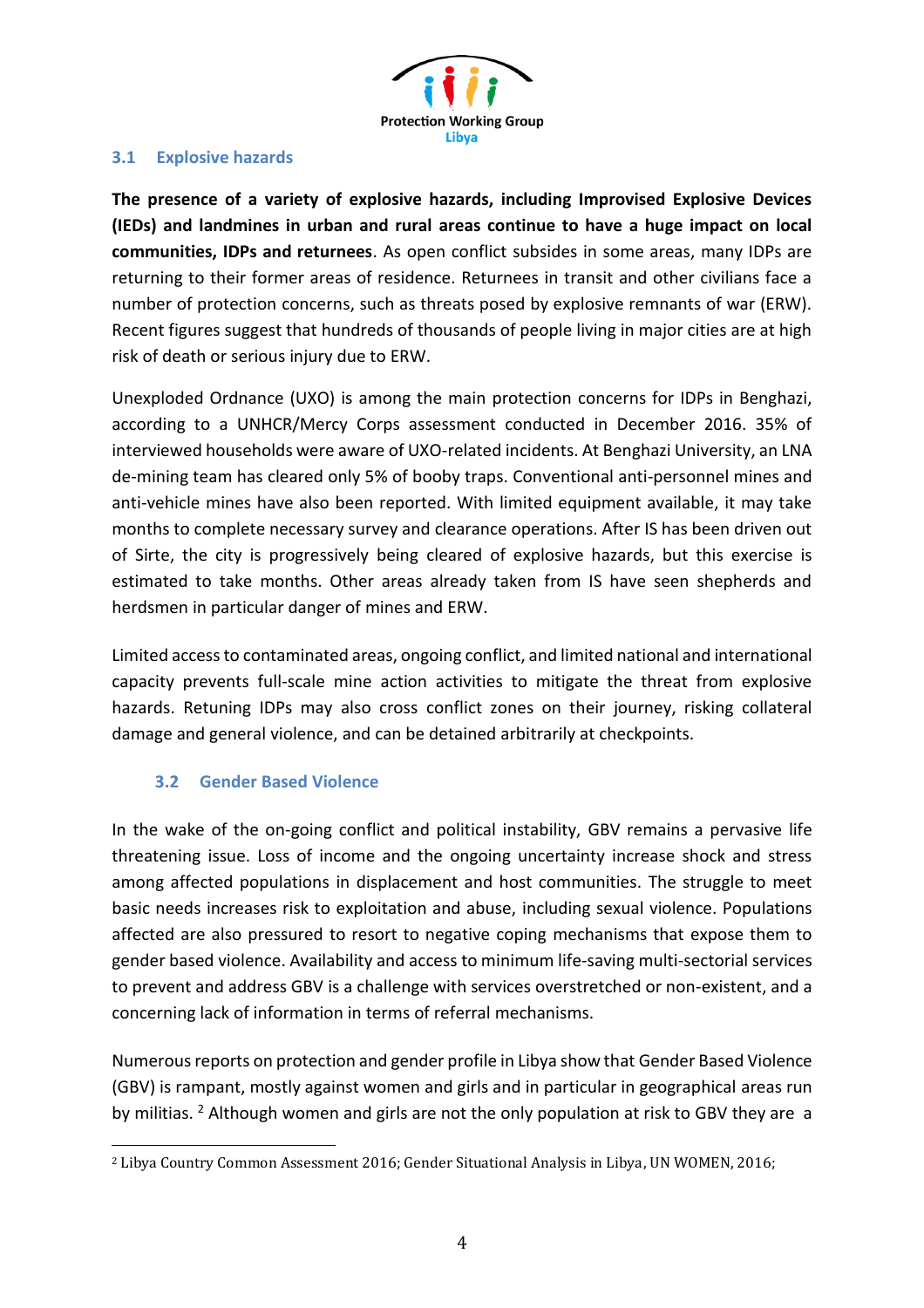### 3.1 Explosive hazards

**The presence of a variety of explosive hazards, including Improvised Explosive Devices (IEDs) and landmines in urban and rural areas continue to have a huge impact on local communities, IDPs and returnees**. As open conflict subsides in some areas, many IDPs are returning to their former areas of residence. Returnees in transit and other civilians face a number of protection concerns, such as threats posed by explosive remnants of war (ERW). Recent figures suggest that hundreds of thousands of people living in major cities are at high risk of death or serious injury due to ERW.

Unexploded Ordnance (UXO) is among the main protection concerns for IDPs in Benghazi, according to a UNHCR/Mercy Corps assessment conducted in December 2016. 35% of interviewed households were aware of UXO-related incidents. At Benghazi University, an LNA de-mining team has cleared only 5% of booby traps. Conventional anti-personnel mines and anti-vehicle mines have also been reported. With limited equipment available, it may take months to complete necessary survey and clearance operations. After IS has been driven out of Sirte, the city is progressively being cleared of explosive hazards, but this exercise is estimated to take months. Other areas already taken from IS have seen shepherds and herdsmen in particular danger of mines and ERW.

Limited access to contaminated areas, ongoing conflict, and limited national and international capacity prevents full-scale mine action activities to mitigate the threat from explosive hazards. Retuning IDPs may also cross conflict zones on their journey, risking collateral damage and general violence, and can be detained arbitrarily at checkpoints.

### 3.2 Gender Based Violence

In the wake of the on-going conflict and political instability, GBV remains a pervasive life threatening issue. Loss of income and the ongoing uncertainty increase shock and stress among affected populations in displacement and host communities. The struggle to meet basic needs increases risk to exploitation and abuse, including sexual violence. Populations affected are also pressured to resort to negative coping mechanisms that expose them to gender based violence. Availability and access to minimum life-saving multi-sectorial services to prevent and address GBV is a challenge with services overstretched or non-existent, and a concerning lack of information in terms of referral mechanisms.

Numerous reports on protection and gender profile in Libya show that Gender Based Violence (GBV) is rampant, mostly against women and girls and in particular in geographical areas run by militias. [2] Although women and girls are not the only population at risk to GBV they are a

[2] Libya Country Common Assessment 2016; Gender Situational Analysis in Libya, UN WOMEN, 2016;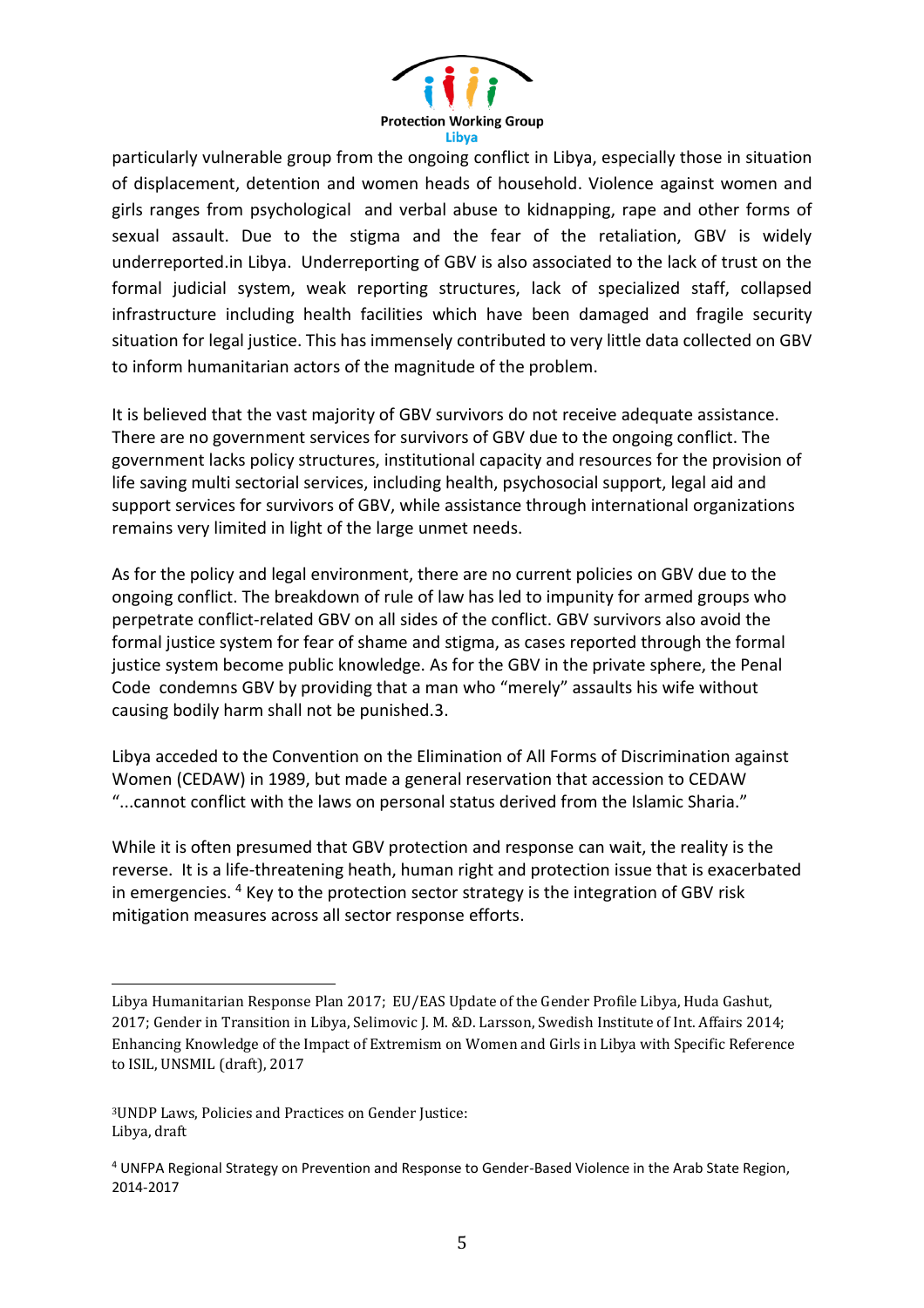particularly vulnerable group from the ongoing conflict in Libya, especially those in situation of displacement, detention and women heads of household. Violence against women and girls ranges from psychological and verbal abuse to kidnapping, rape and other forms of sexual assault. Due to the stigma and the fear of the retaliation, GBV is widely underreported.in Libya. Underreporting of GBV is also associated to the lack of trust on the formal judicial system, weak reporting structures, lack of specialized staff, collapsed infrastructure including health facilities which have been damaged and fragile security situation for legal justice. This has immensely contributed to very little data collected on GBV to inform humanitarian actors of the magnitude of the problem.

It is believed that the vast majority of GBV survivors do not receive adequate assistance. There are no government services for survivors of GBV due to the ongoing conflict. The government lacks policy structures, institutional capacity and resources for the provision of life saving multi sectorial services, including health, psychosocial support, legal aid and support services for survivors of GBV, while assistance through international organizations remains very limited in light of the large unmet needs.

As for the policy and legal environment, there are no current policies on GBV due to the ongoing conflict. The breakdown of rule of law has led to impunity for armed groups who perpetrate conflict-related GBV on all sides of the conflict. GBV survivors also avoid the formal justice system for fear of shame and stigma, as cases reported through the formal justice system become public knowledge. As for the GBV in the private sphere, the Penal Code condemns GBV by providing that a man who "merely" assaults his wife without causing bodily harm shall not be punished.3.

Libya acceded to the Convention on the Elimination of All Forms of Discrimination against Women (CEDAW) in 1989, but made a general reservation that accession to CEDAW "...cannot conflict with the laws on personal status derived from the Islamic Sharia."

While it is often presumed that GBV protection and response can wait, the reality is the reverse. It is a life-threatening heath, human right and protection issue that is exacerbated in emergencies. [4] Key to the protection sector strategy is the integration of GBV risk mitigation measures across all sector response efforts.

---

Libya Humanitarian Response Plan 2017; EU/EAS Update of the Gender Profile Libya, Huda Gashut, 2017; Gender in Transition in Libya, Selimovic J. M. &D. Larsson, Swedish Institute of Int. Affairs 2014; Enhancing Knowledge of the Impact of Extremism on Women and Girls in Libya with Specific Reference to ISIL, UNSMIL (draft), 2017

[3] UNDP Laws, Policies and Practices on Gender Justice: Libya, draft

[4] UNFPA Regional Strategy on Prevention and Response to Gender-Based Violence in the Arab State Region, 2014-2017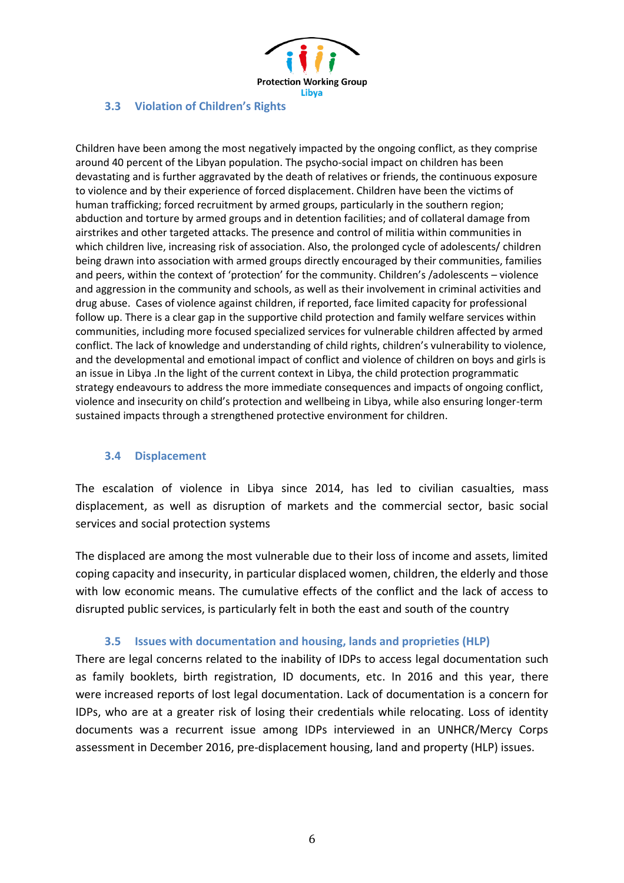### 3.3 Violation of Children's Rights

Children have been among the most negatively impacted by the ongoing conflict, as they comprise around 40 percent of the Libyan population. The psycho-social impact on children has been devastating and is further aggravated by the death of relatives or friends, the continuous exposure to violence and by their experience of forced displacement. Children have been the victims of human trafficking; forced recruitment by armed groups, particularly in the southern region; abduction and torture by armed groups and in detention facilities; and of collateral damage from airstrikes and other targeted attacks. The presence and control of militia within communities in which children live, increasing risk of association. Also, the prolonged cycle of adolescents/ children being drawn into association with armed groups directly encouraged by their communities, families and peers, within the context of 'protection' for the community. Children's /adolescents – violence and aggression in the community and schools, as well as their involvement in criminal activities and drug abuse.  Cases of violence against children, if reported, face limited capacity for professional follow up. There is a clear gap in the supportive child protection and family welfare services within communities, including more focused specialized services for vulnerable children affected by armed conflict. The lack of knowledge and understanding of child rights, children's vulnerability to violence, and the developmental and emotional impact of conflict and violence of children on boys and girls is an issue in Libya .In the light of the current context in Libya, the child protection programmatic strategy endeavours to address the more immediate consequences and impacts of ongoing conflict, violence and insecurity on child's protection and wellbeing in Libya, while also ensuring longer-term sustained impacts through a strengthened protective environment for children.

### 3.4 Displacement

The escalation of violence in Libya since 2014, has led to civilian casualties, mass displacement, as well as disruption of markets and the commercial sector, basic social services and social protection systems

The displaced are among the most vulnerable due to their loss of income and assets, limited coping capacity and insecurity, in particular displaced women, children, the elderly and those with low economic means. The cumulative effects of the conflict and the lack of access to disrupted public services, is particularly felt in both the east and south of the country

### 3.5 Issues with documentation and housing, lands and proprieties (HLP)

There are legal concerns related to the inability of IDPs to access legal documentation such as family booklets, birth registration, ID documents, etc. In 2016 and this year, there were increased reports of lost legal documentation. Lack of documentation is a concern for IDPs, who are at a greater risk of losing their credentials while relocating. Loss of identity documents was a recurrent issue among IDPs interviewed in an UNHCR/Mercy Corps assessment in December 2016, pre-displacement housing, land and property (HLP) issues.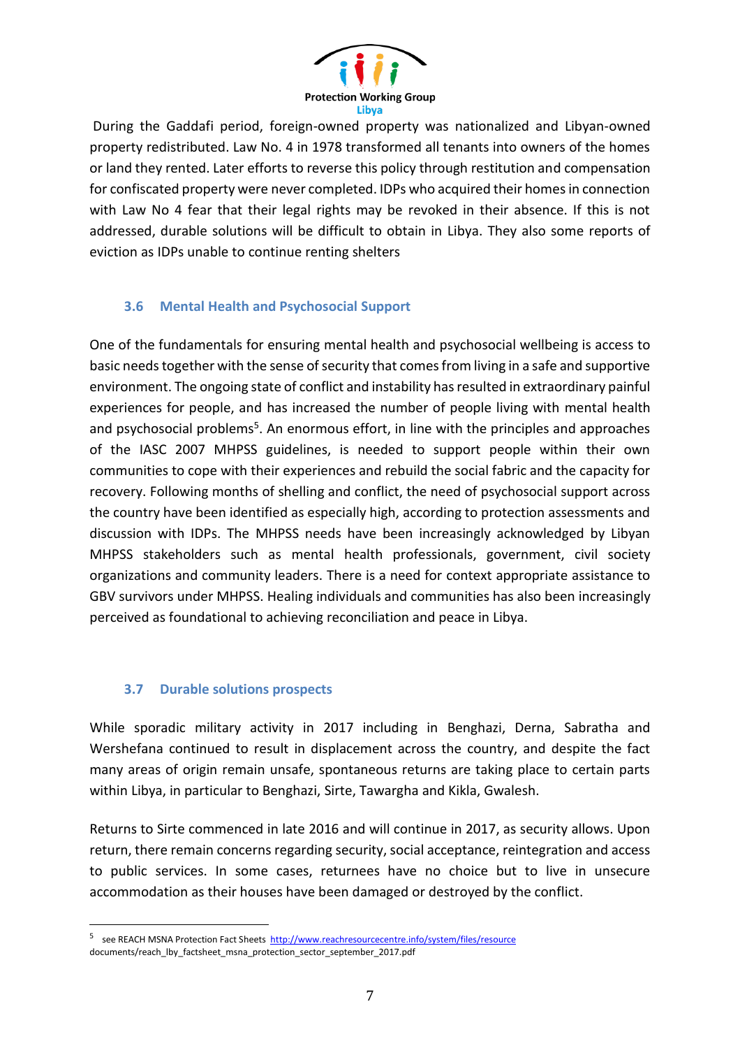During the Gaddafi period, foreign-owned property was nationalized and Libyan-owned property redistributed. Law No. 4 in 1978 transformed all tenants into owners of the homes or land they rented. Later efforts to reverse this policy through restitution and compensation for confiscated property were never completed. IDPs who acquired their homes in connection with Law No 4 fear that their legal rights may be revoked in their absence. If this is not addressed, durable solutions will be difficult to obtain in Libya. They also some reports of eviction as IDPs unable to continue renting shelters

### 3.6 Mental Health and Psychosocial Support

One of the fundamentals for ensuring mental health and psychosocial wellbeing is access to basic needs together with the sense of security that comes from living in a safe and supportive environment. The ongoing state of conflict and instability has resulted in extraordinary painful experiences for people, and has increased the number of people living with mental health and psychosocial problems[5]. An enormous effort, in line with the principles and approaches of the IASC 2007 MHPSS guidelines, is needed to support people within their own communities to cope with their experiences and rebuild the social fabric and the capacity for recovery. Following months of shelling and conflict, the need of psychosocial support across the country have been identified as especially high, according to protection assessments and discussion with IDPs. The MHPSS needs have been increasingly acknowledged by Libyan MHPSS stakeholders such as mental health professionals, government, civil society organizations and community leaders. There is a need for context appropriate assistance to GBV survivors under MHPSS. Healing individuals and communities has also been increasingly perceived as foundational to achieving reconciliation and peace in Libya.

### 3.7 Durable solutions prospects

While sporadic military activity in 2017 including in Benghazi, Derna, Sabratha and Wershefana continued to result in displacement across the country, and despite the fact many areas of origin remain unsafe, spontaneous returns are taking place to certain parts within Libya, in particular to Benghazi, Sirte, Tawargha and Kikla, Gwalesh.

Returns to Sirte commenced in late 2016 and will continue in 2017, as security allows. Upon return, there remain concerns regarding security, social acceptance, reintegration and access to public services. In some cases, returnees have no choice but to live in unsecure accommodation as their houses have been damaged or destroyed by the conflict.

---

[5] see REACH MSNA Protection Fact Sheets http://www.reachresourcecentre.info/system/files/resource documents/reach_lby_factsheet_msna_protection_sector_september_2017.pdf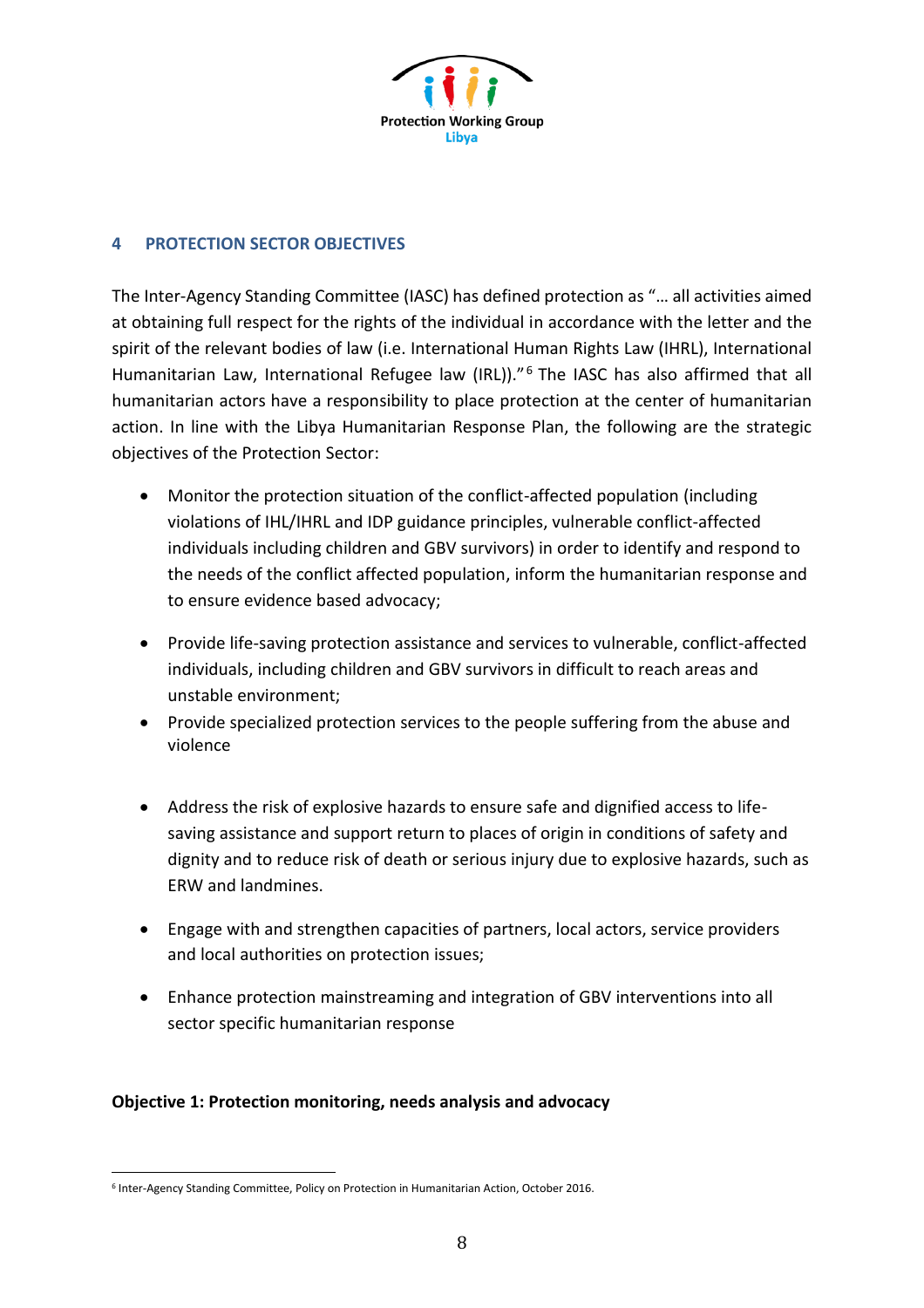## 4 PROTECTION SECTOR OBJECTIVES

The Inter-Agency Standing Committee (IASC) has defined protection as "… all activities aimed at obtaining full respect for the rights of the individual in accordance with the letter and the spirit of the relevant bodies of law (i.e. International Human Rights Law (IHRL), International Humanitarian Law, International Refugee law (IRL))."[6] The IASC has also affirmed that all humanitarian actors have a responsibility to place protection at the center of humanitarian action. In line with the Libya Humanitarian Response Plan, the following are the strategic objectives of the Protection Sector:

- Monitor the protection situation of the conflict-affected population (including violations of IHL/IHRL and IDP guidance principles, vulnerable conflict-affected individuals including children and GBV survivors) in order to identify and respond to the needs of the conflict affected population, inform the humanitarian response and to ensure evidence based advocacy;
- Provide life-saving protection assistance and services to vulnerable, conflict-affected individuals, including children and GBV survivors in difficult to reach areas and unstable environment;
- Provide specialized protection services to the people suffering from the abuse and violence
- Address the risk of explosive hazards to ensure safe and dignified access to life-saving assistance and support return to places of origin in conditions of safety and dignity and to reduce risk of death or serious injury due to explosive hazards, such as ERW and landmines.
- Engage with and strengthen capacities of partners, local actors, service providers and local authorities on protection issues;
- Enhance protection mainstreaming and integration of GBV interventions into all sector specific humanitarian response

**Objective 1: Protection monitoring, needs analysis and advocacy**

[6] Inter-Agency Standing Committee, Policy on Protection in Humanitarian Action, October 2016.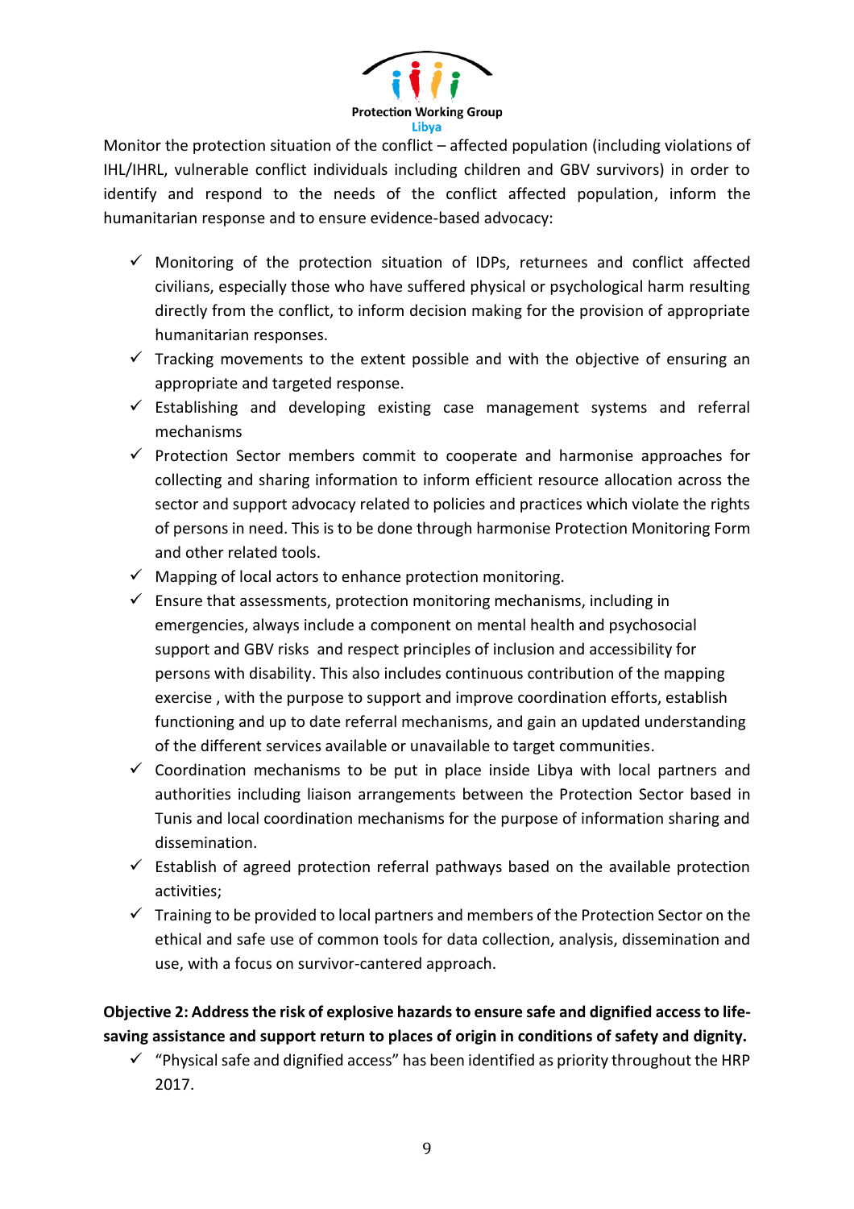Monitor the protection situation of the conflict – affected population (including violations of IHL/IHRL, vulnerable conflict individuals including children and GBV survivors) in order to identify and respond to the needs of the conflict affected population, inform the humanitarian response and to ensure evidence-based advocacy:

- ✓ Monitoring of the protection situation of IDPs, returnees and conflict affected civilians, especially those who have suffered physical or psychological harm resulting directly from the conflict, to inform decision making for the provision of appropriate humanitarian responses.
- ✓ Tracking movements to the extent possible and with the objective of ensuring an appropriate and targeted response.
- ✓ Establishing and developing existing case management systems and referral mechanisms
- ✓ Protection Sector members commit to cooperate and harmonise approaches for collecting and sharing information to inform efficient resource allocation across the sector and support advocacy related to policies and practices which violate the rights of persons in need. This is to be done through harmonise Protection Monitoring Form and other related tools.
- ✓ Mapping of local actors to enhance protection monitoring.
- ✓ Ensure that assessments, protection monitoring mechanisms, including in emergencies, always include a component on mental health and psychosocial support and GBV risks and respect principles of inclusion and accessibility for persons with disability. This also includes continuous contribution of the mapping exercise , with the purpose to support and improve coordination efforts, establish functioning and up to date referral mechanisms, and gain an updated understanding of the different services available or unavailable to target communities.
- ✓ Coordination mechanisms to be put in place inside Libya with local partners and authorities including liaison arrangements between the Protection Sector based in Tunis and local coordination mechanisms for the purpose of information sharing and dissemination.
- ✓ Establish of agreed protection referral pathways based on the available protection activities;
- ✓ Training to be provided to local partners and members of the Protection Sector on the ethical and safe use of common tools for data collection, analysis, dissemination and use, with a focus on survivor-cantered approach.

**Objective 2: Address the risk of explosive hazards to ensure safe and dignified access to life-saving assistance and support return to places of origin in conditions of safety and dignity.**

- ✓ "Physical safe and dignified access" has been identified as priority throughout the HRP 2017.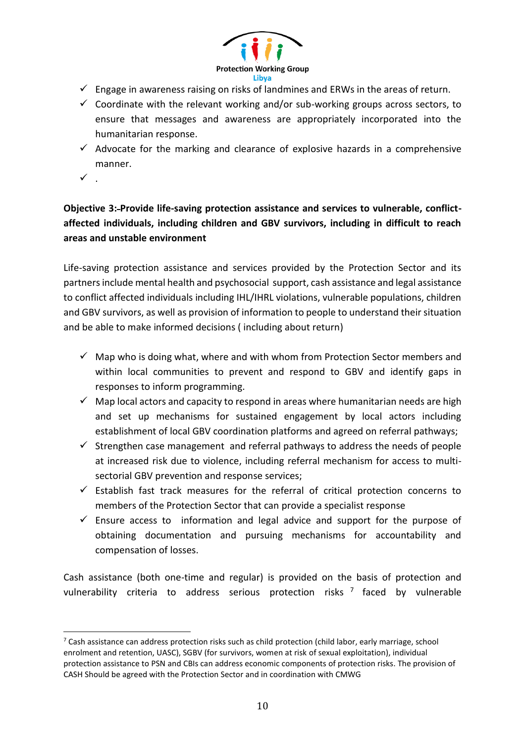- ✓ Engage in awareness raising on risks of landmines and ERWs in the areas of return.
- ✓ Coordinate with the relevant working and/or sub-working groups across sectors, to ensure that messages and awareness are appropriately incorporated into the humanitarian response.
- ✓ Advocate for the marking and clearance of explosive hazards in a comprehensive manner.
- ✓ .

**Objective 3: Provide life-saving protection assistance and services to vulnerable, conflict-affected individuals, including children and GBV survivors, including in difficult to reach areas and unstable environment**

Life-saving protection assistance and services provided by the Protection Sector and its partners include mental health and psychosocial support, cash assistance and legal assistance to conflict affected individuals including IHL/IHRL violations, vulnerable populations, children and GBV survivors, as well as provision of information to people to understand their situation and be able to make informed decisions ( including about return)

- ✓ Map who is doing what, where and with whom from Protection Sector members and within local communities to prevent and respond to GBV and identify gaps in responses to inform programming.
- ✓ Map local actors and capacity to respond in areas where humanitarian needs are high and set up mechanisms for sustained engagement by local actors including establishment of local GBV coordination platforms and agreed on referral pathways;
- ✓ Strengthen case management and referral pathways to address the needs of people at increased risk due to violence, including referral mechanism for access to multi-sectorial GBV prevention and response services;
- ✓ Establish fast track measures for the referral of critical protection concerns to members of the Protection Sector that can provide a specialist response
- ✓ Ensure access to information and legal advice and support for the purpose of obtaining documentation and pursuing mechanisms for accountability and compensation of losses.

Cash assistance (both one-time and regular) is provided on the basis of protection and vulnerability criteria to address serious protection risks [7] faced by vulnerable

[7] Cash assistance can address protection risks such as child protection (child labor, early marriage, school enrolment and retention, UASC), SGBV (for survivors, women at risk of sexual exploitation), individual protection assistance to PSN and CBIs can address economic components of protection risks. The provision of CASH Should be agreed with the Protection Sector and in coordination with CMWG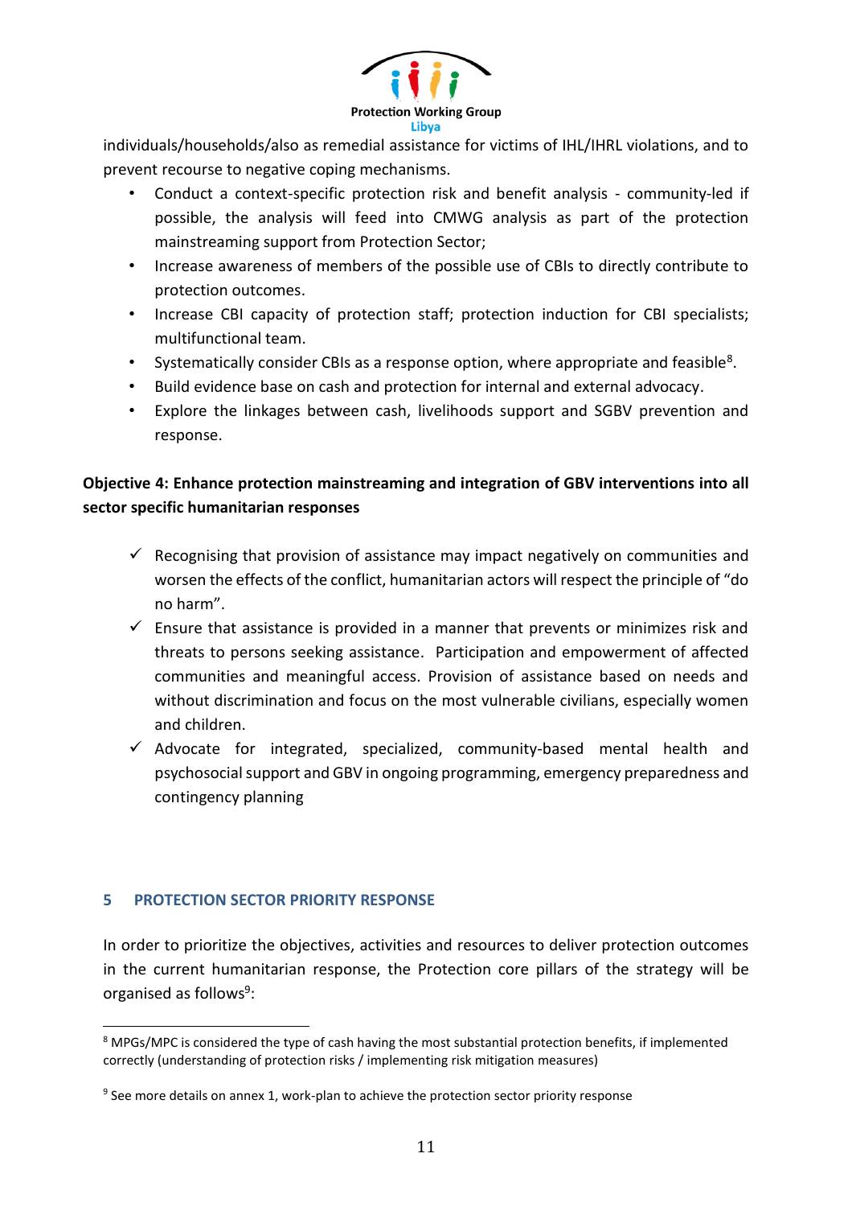individuals/households/also as remedial assistance for victims of IHL/IHRL violations, and to prevent recourse to negative coping mechanisms.

- Conduct a context-specific protection risk and benefit analysis - community-led if possible, the analysis will feed into CMWG analysis as part of the protection mainstreaming support from Protection Sector;
- Increase awareness of members of the possible use of CBIs to directly contribute to protection outcomes.
- Increase CBI capacity of protection staff; protection induction for CBI specialists; multifunctional team.
- Systematically consider CBIs as a response option, where appropriate and feasible[8].
- Build evidence base on cash and protection for internal and external advocacy.
- Explore the linkages between cash, livelihoods support and SGBV prevention and response.

**Objective 4: Enhance protection mainstreaming and integration of GBV interventions into all sector specific humanitarian responses**

- ✓ Recognising that provision of assistance may impact negatively on communities and worsen the effects of the conflict, humanitarian actors will respect the principle of "do no harm".
- ✓ Ensure that assistance is provided in a manner that prevents or minimizes risk and threats to persons seeking assistance. Participation and empowerment of affected communities and meaningful access. Provision of assistance based on needs and without discrimination and focus on the most vulnerable civilians, especially women and children.
- ✓ Advocate for integrated, specialized, community-based mental health and psychosocial support and GBV in ongoing programming, emergency preparedness and contingency planning

## 5 PROTECTION SECTOR PRIORITY RESPONSE

In order to prioritize the objectives, activities and resources to deliver protection outcomes in the current humanitarian response, the Protection core pillars of the strategy will be organised as follows[9]:

---

[8] MPGs/MPC is considered the type of cash having the most substantial protection benefits, if implemented correctly (understanding of protection risks / implementing risk mitigation measures)

[9] See more details on annex 1, work-plan to achieve the protection sector priority response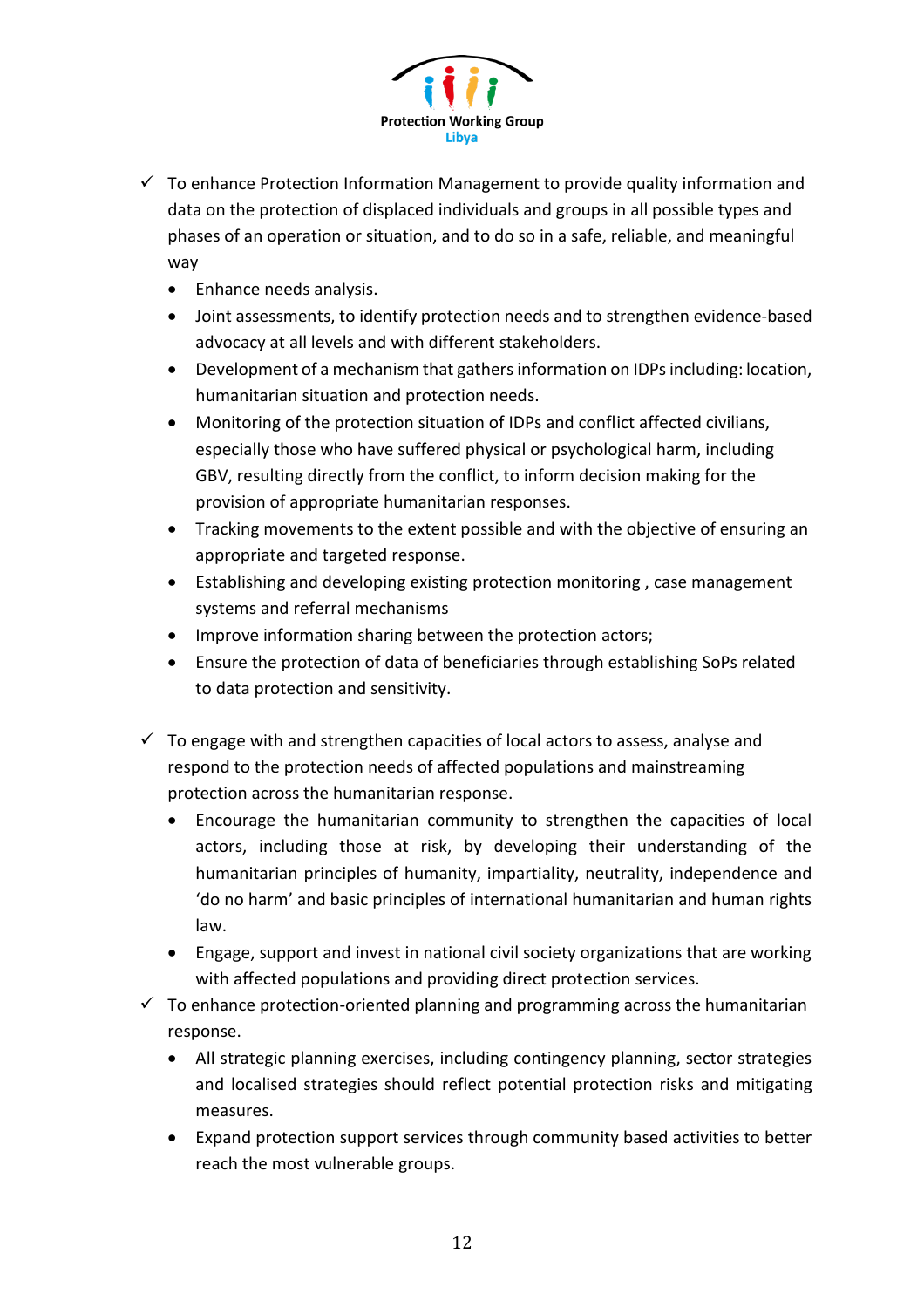- ✓ To enhance Protection Information Management to provide quality information and data on the protection of displaced individuals and groups in all possible types and phases of an operation or situation, and to do so in a safe, reliable, and meaningful way
  - Enhance needs analysis.
  - Joint assessments, to identify protection needs and to strengthen evidence-based advocacy at all levels and with different stakeholders.
  - Development of a mechanism that gathers information on IDPs including: location, humanitarian situation and protection needs.
  - Monitoring of the protection situation of IDPs and conflict affected civilians, especially those who have suffered physical or psychological harm, including GBV, resulting directly from the conflict, to inform decision making for the provision of appropriate humanitarian responses.
  - Tracking movements to the extent possible and with the objective of ensuring an appropriate and targeted response.
  - Establishing and developing existing protection monitoring , case management systems and referral mechanisms
  - Improve information sharing between the protection actors;
  - Ensure the protection of data of beneficiaries through establishing SoPs related to data protection and sensitivity.

- ✓ To engage with and strengthen capacities of local actors to assess, analyse and respond to the protection needs of affected populations and mainstreaming protection across the humanitarian response.
  - Encourage the humanitarian community to strengthen the capacities of local actors, including those at risk, by developing their understanding of the humanitarian principles of humanity, impartiality, neutrality, independence and 'do no harm' and basic principles of international humanitarian and human rights law.
  - Engage, support and invest in national civil society organizations that are working with affected populations and providing direct protection services.
- ✓ To enhance protection-oriented planning and programming across the humanitarian response.
  - All strategic planning exercises, including contingency planning, sector strategies and localised strategies should reflect potential protection risks and mitigating measures.
  - Expand protection support services through community based activities to better reach the most vulnerable groups.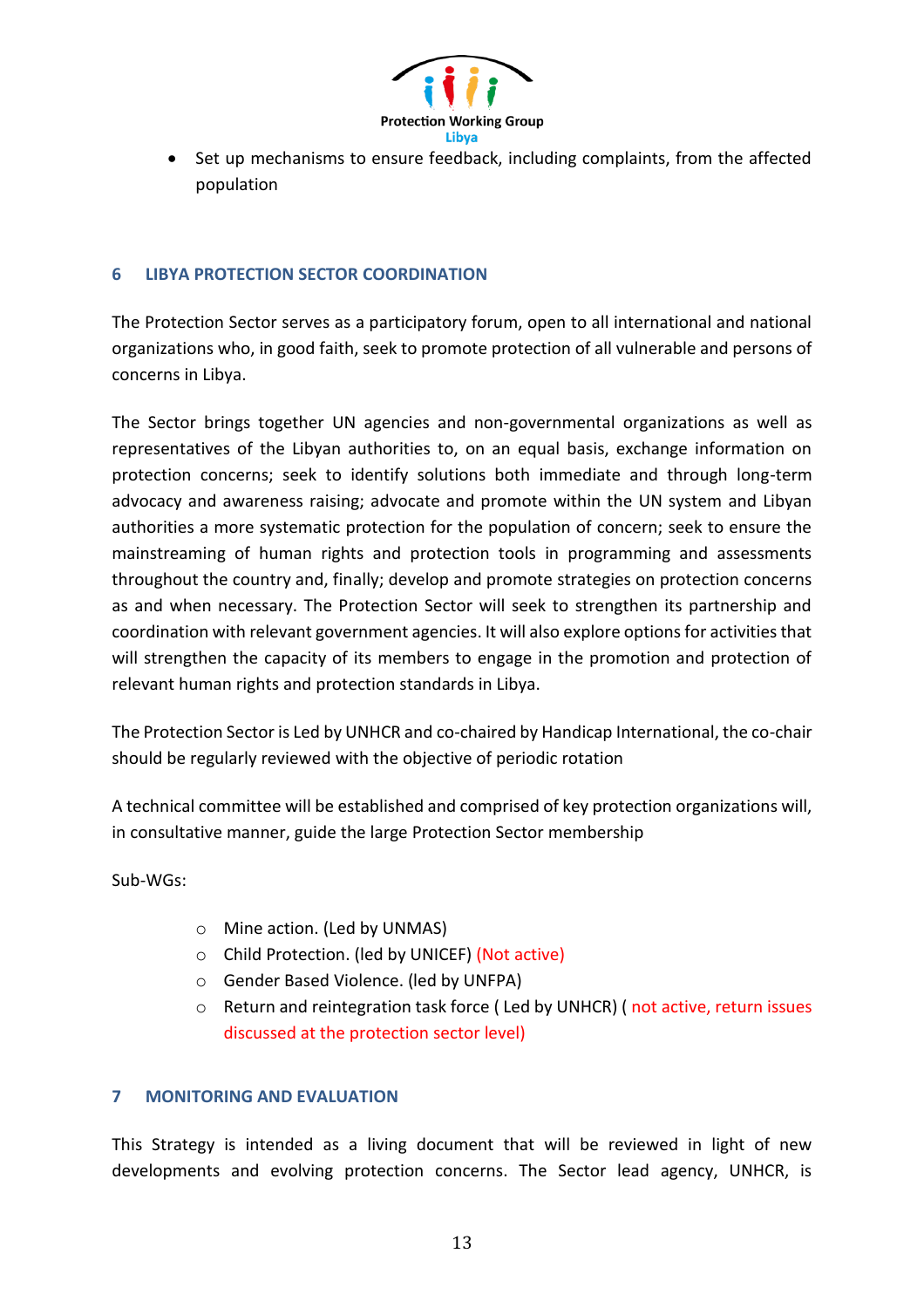- Set up mechanisms to ensure feedback, including complaints, from the affected population

## 6 LIBYA PROTECTION SECTOR COORDINATION

The Protection Sector serves as a participatory forum, open to all international and national organizations who, in good faith, seek to promote protection of all vulnerable and persons of concerns in Libya.

The Sector brings together UN agencies and non-governmental organizations as well as representatives of the Libyan authorities to, on an equal basis, exchange information on protection concerns; seek to identify solutions both immediate and through long-term advocacy and awareness raising; advocate and promote within the UN system and Libyan authorities a more systematic protection for the population of concern; seek to ensure the mainstreaming of human rights and protection tools in programming and assessments throughout the country and, finally; develop and promote strategies on protection concerns as and when necessary. The Protection Sector will seek to strengthen its partnership and coordination with relevant government agencies. It will also explore options for activities that will strengthen the capacity of its members to engage in the promotion and protection of relevant human rights and protection standards in Libya.

The Protection Sector is Led by UNHCR and co-chaired by Handicap International, the co-chair should be regularly reviewed with the objective of periodic rotation

A technical committee will be established and comprised of key protection organizations will, in consultative manner, guide the large Protection Sector membership

Sub-WGs:

- Mine action. (Led by UNMAS)
- Child Protection. (led by UNICEF) (Not active)
- Gender Based Violence. (led by UNFPA)
- Return and reintegration task force ( Led by UNHCR) ( not active, return issues discussed at the protection sector level)

## 7 MONITORING AND EVALUATION

This Strategy is intended as a living document that will be reviewed in light of new developments and evolving protection concerns. The Sector lead agency, UNHCR, is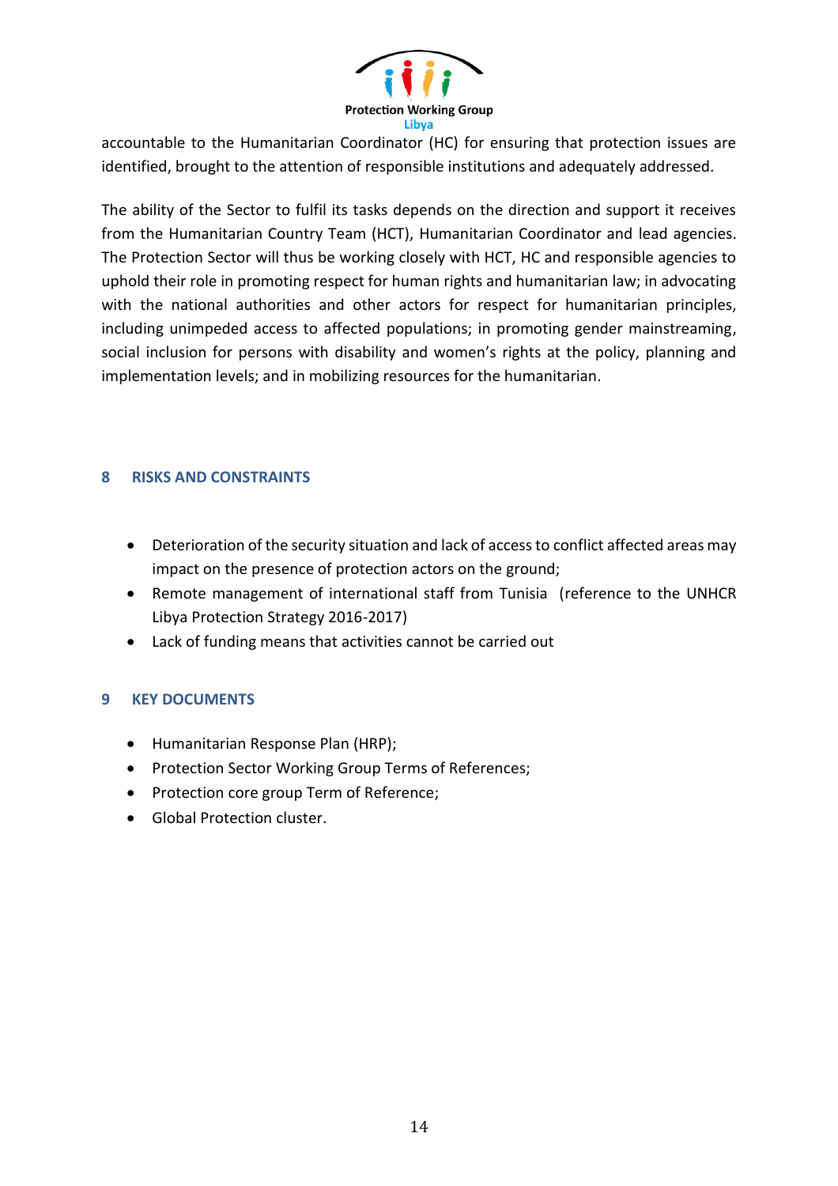accountable to the Humanitarian Coordinator (HC) for ensuring that protection issues are identified, brought to the attention of responsible institutions and adequately addressed.

The ability of the Sector to fulfil its tasks depends on the direction and support it receives from the Humanitarian Country Team (HCT), Humanitarian Coordinator and lead agencies. The Protection Sector will thus be working closely with HCT, HC and responsible agencies to uphold their role in promoting respect for human rights and humanitarian law; in advocating with the national authorities and other actors for respect for humanitarian principles, including unimpeded access to affected populations; in promoting gender mainstreaming, social inclusion for persons with disability and women's rights at the policy, planning and implementation levels; and in mobilizing resources for the humanitarian.

## 8 RISKS AND CONSTRAINTS

- Deterioration of the security situation and lack of access to conflict affected areas may impact on the presence of protection actors on the ground;
- Remote management of international staff from Tunisia (reference to the UNHCR Libya Protection Strategy 2016-2017)
- Lack of funding means that activities cannot be carried out

## 9 KEY DOCUMENTS

- Humanitarian Response Plan (HRP);
- Protection Sector Working Group Terms of References;
- Protection core group Term of Reference;
- Global Protection cluster.